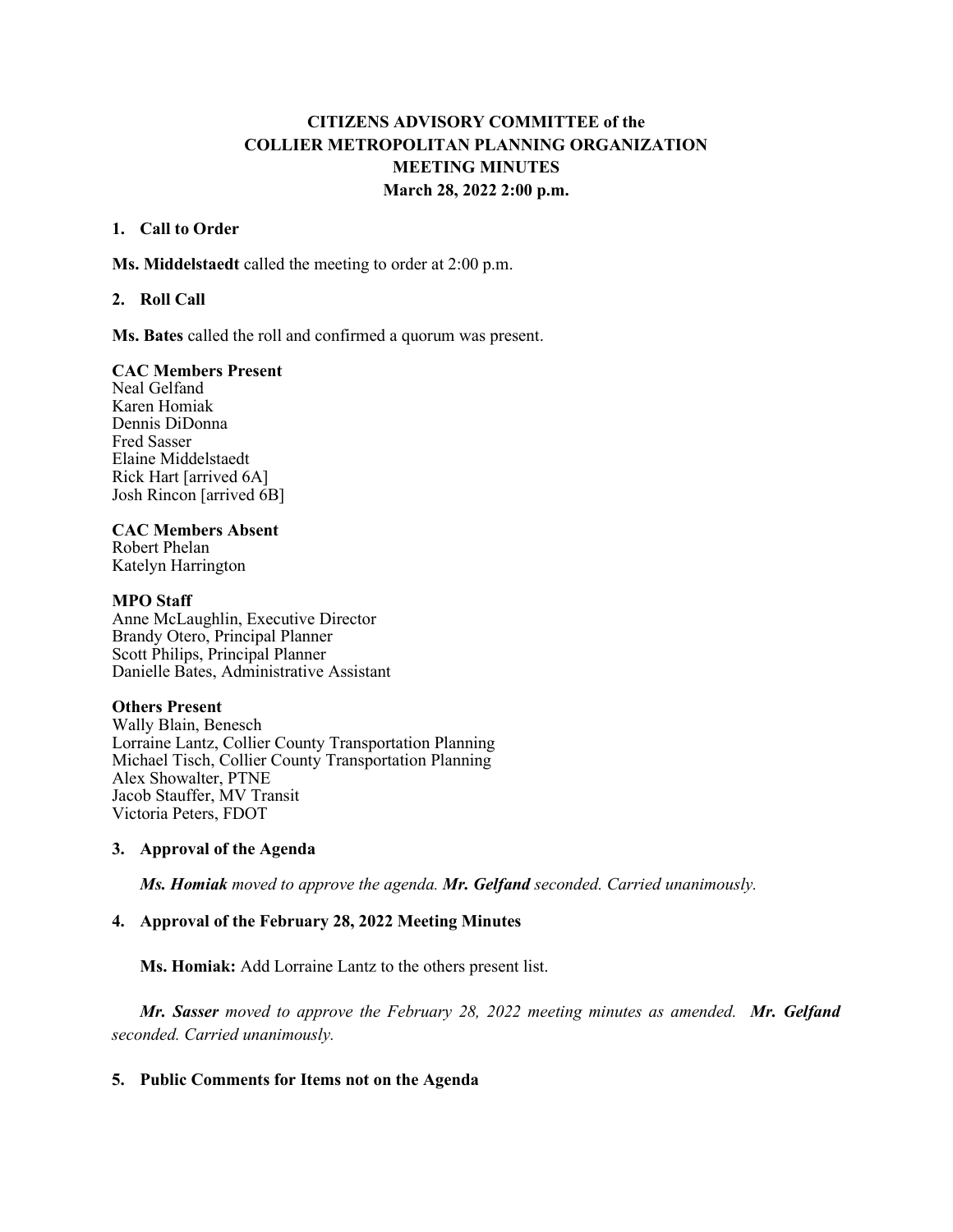# CITIZENS ADVISORY COMMITTEE of the COLLIER METROPOLITAN PLANNING ORGANIZATION MEETING MINUTES

**March 28, 2022 2:00 p.m.**

## 1. Call to Order

**Ms. Middelstaedt** called the meeting to order at 2:00 p.m.

## 2. Roll Call

**Ms. Bates** called the roll and confirmed a quorum was present.

**CAC Members Present**
Neal Gelfand
Karen Homiak
Dennis DiDonna
Fred Sasser
Elaine Middelstaedt
Rick Hart [arrived 6A]
Josh Rincon [arrived 6B]

**CAC Members Absent**
Robert Phelan
Katelyn Harrington

**MPO Staff**
Anne McLaughlin, Executive Director
Brandy Otero, Principal Planner
Scott Philips, Principal Planner
Danielle Bates, Administrative Assistant

**Others Present**
Wally Blain, Benesch
Lorraine Lantz, Collier County Transportation Planning
Michael Tisch, Collier County Transportation Planning
Alex Showalter, PTNE
Jacob Stauffer, MV Transit
Victoria Peters, FDOT

## 3. Approval of the Agenda

***Ms. Homiak** moved to approve the agenda. **Mr. Gelfand** seconded. Carried unanimously.*

## 4. Approval of the February 28, 2022 Meeting Minutes

**Ms. Homiak:** Add Lorraine Lantz to the others present list.

***Mr. Sasser** moved to approve the February 28, 2022 meeting minutes as amended. **Mr. Gelfand** seconded. Carried unanimously.*

## 5. Public Comments for Items not on the Agenda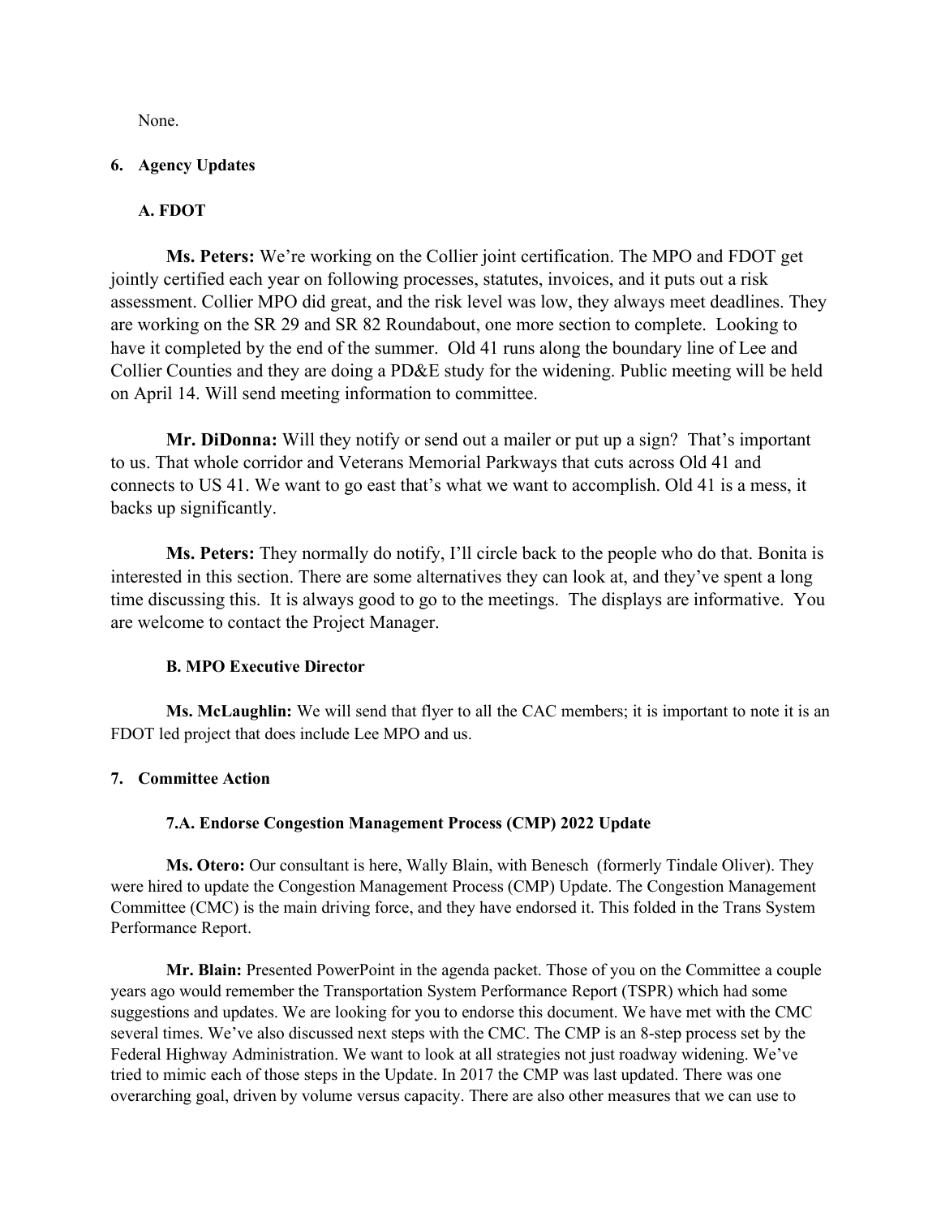None.

## 6. Agency Updates

### A. FDOT

**Ms. Peters:** We're working on the Collier joint certification. The MPO and FDOT get jointly certified each year on following processes, statutes, invoices, and it puts out a risk assessment. Collier MPO did great, and the risk level was low, they always meet deadlines. They are working on the SR 29 and SR 82 Roundabout, one more section to complete. Looking to have it completed by the end of the summer. Old 41 runs along the boundary line of Lee and Collier Counties and they are doing a PD&E study for the widening. Public meeting will be held on April 14. Will send meeting information to committee.

**Mr. DiDonna:** Will they notify or send out a mailer or put up a sign? That's important to us. That whole corridor and Veterans Memorial Parkways that cuts across Old 41 and connects to US 41. We want to go east that's what we want to accomplish. Old 41 is a mess, it backs up significantly.

**Ms. Peters:** They normally do notify, I'll circle back to the people who do that. Bonita is interested in this section. There are some alternatives they can look at, and they've spent a long time discussing this. It is always good to go to the meetings. The displays are informative. You are welcome to contact the Project Manager.

### B. MPO Executive Director

**Ms. McLaughlin:** We will send that flyer to all the CAC members; it is important to note it is an FDOT led project that does include Lee MPO and us.

## 7. Committee Action

### 7.A. Endorse Congestion Management Process (CMP) 2022 Update

**Ms. Otero:** Our consultant is here, Wally Blain, with Benesch (formerly Tindale Oliver). They were hired to update the Congestion Management Process (CMP) Update. The Congestion Management Committee (CMC) is the main driving force, and they have endorsed it. This folded in the Trans System Performance Report.

**Mr. Blain:** Presented PowerPoint in the agenda packet. Those of you on the Committee a couple years ago would remember the Transportation System Performance Report (TSPR) which had some suggestions and updates. We are looking for you to endorse this document. We have met with the CMC several times. We've also discussed next steps with the CMC. The CMP is an 8-step process set by the Federal Highway Administration. We want to look at all strategies not just roadway widening. We've tried to mimic each of those steps in the Update. In 2017 the CMP was last updated. There was one overarching goal, driven by volume versus capacity. There are also other measures that we can use to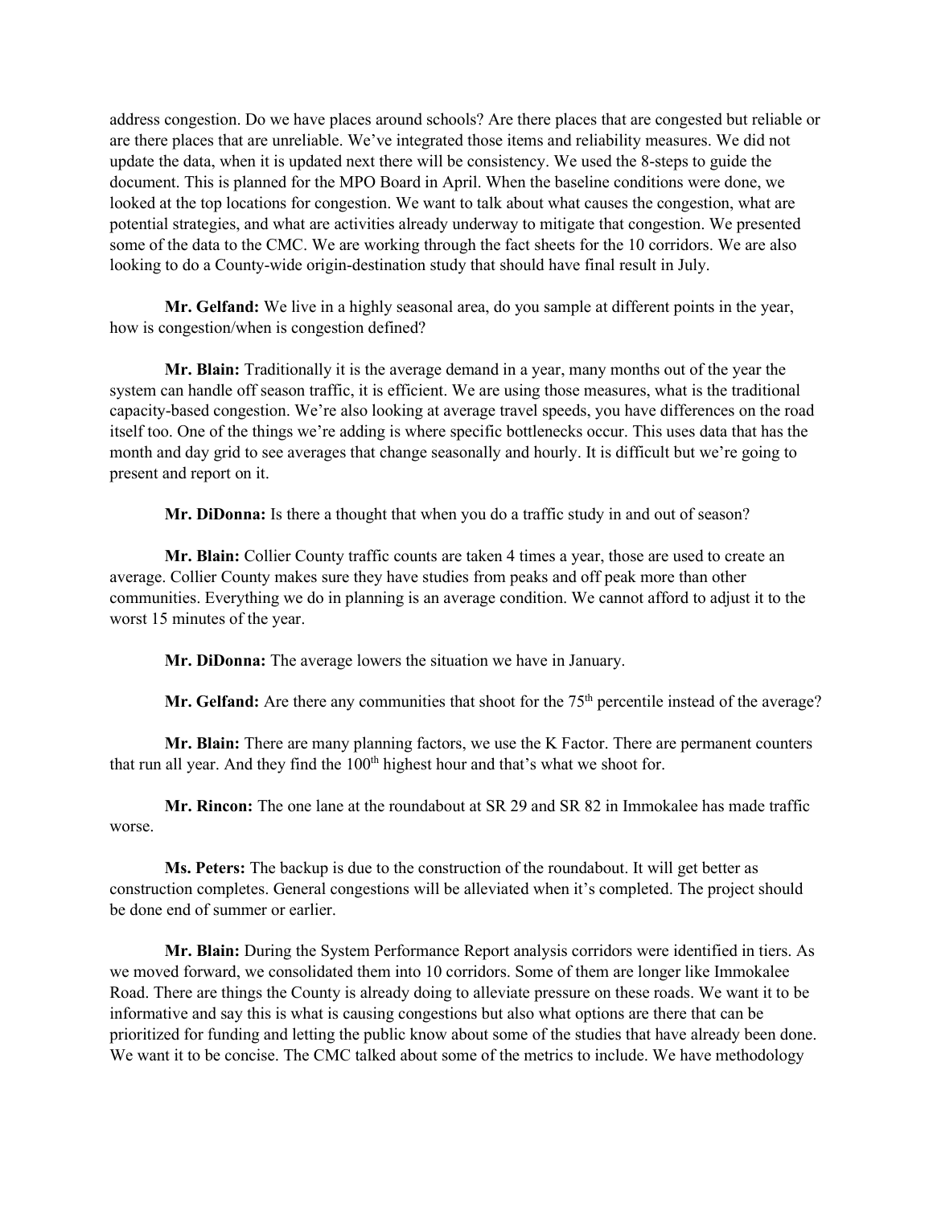address congestion. Do we have places around schools? Are there places that are congested but reliable or are there places that are unreliable. We've integrated those items and reliability measures. We did not update the data, when it is updated next there will be consistency. We used the 8-steps to guide the document. This is planned for the MPO Board in April. When the baseline conditions were done, we looked at the top locations for congestion. We want to talk about what causes the congestion, what are potential strategies, and what are activities already underway to mitigate that congestion. We presented some of the data to the CMC. We are working through the fact sheets for the 10 corridors. We are also looking to do a County-wide origin-destination study that should have final result in July.

**Mr. Gelfand:** We live in a highly seasonal area, do you sample at different points in the year, how is congestion/when is congestion defined?

**Mr. Blain:** Traditionally it is the average demand in a year, many months out of the year the system can handle off season traffic, it is efficient. We are using those measures, what is the traditional capacity-based congestion. We're also looking at average travel speeds, you have differences on the road itself too. One of the things we're adding is where specific bottlenecks occur. This uses data that has the month and day grid to see averages that change seasonally and hourly. It is difficult but we're going to present and report on it.

**Mr. DiDonna:** Is there a thought that when you do a traffic study in and out of season?

**Mr. Blain:** Collier County traffic counts are taken 4 times a year, those are used to create an average. Collier County makes sure they have studies from peaks and off peak more than other communities. Everything we do in planning is an average condition. We cannot afford to adjust it to the worst 15 minutes of the year.

**Mr. DiDonna:** The average lowers the situation we have in January.

**Mr. Gelfand:** Are there any communities that shoot for the 75th percentile instead of the average?

**Mr. Blain:** There are many planning factors, we use the K Factor. There are permanent counters that run all year. And they find the 100th highest hour and that's what we shoot for.

**Mr. Rincon:** The one lane at the roundabout at SR 29 and SR 82 in Immokalee has made traffic worse.

**Ms. Peters:** The backup is due to the construction of the roundabout. It will get better as construction completes. General congestions will be alleviated when it's completed. The project should be done end of summer or earlier.

**Mr. Blain:** During the System Performance Report analysis corridors were identified in tiers. As we moved forward, we consolidated them into 10 corridors. Some of them are longer like Immokalee Road. There are things the County is already doing to alleviate pressure on these roads. We want it to be informative and say this is what is causing congestions but also what options are there that can be prioritized for funding and letting the public know about some of the studies that have already been done. We want it to be concise. The CMC talked about some of the metrics to include. We have methodology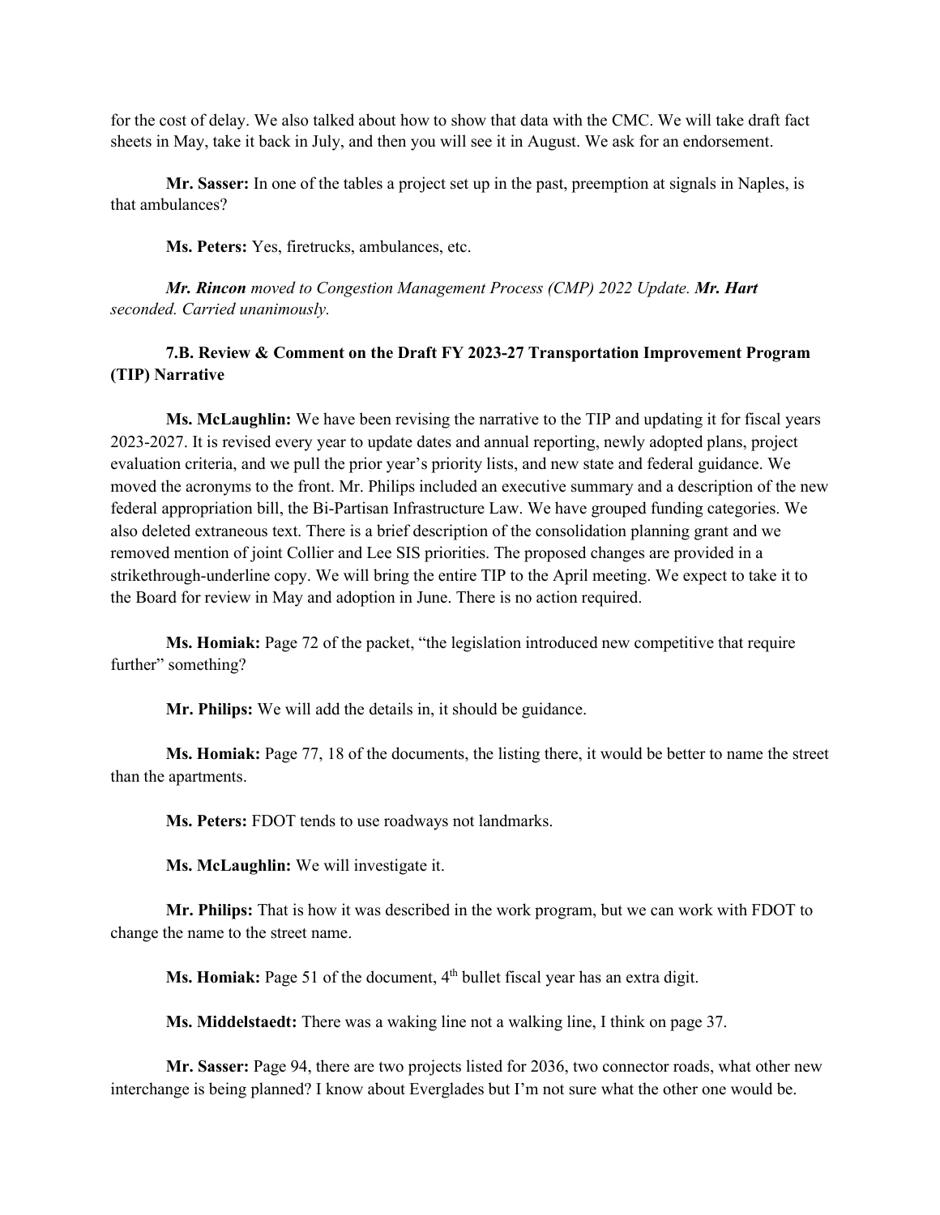for the cost of delay. We also talked about how to show that data with the CMC. We will take draft fact sheets in May, take it back in July, and then you will see it in August. We ask for an endorsement.

**Mr. Sasser:** In one of the tables a project set up in the past, preemption at signals in Naples, is that ambulances?

**Ms. Peters:** Yes, firetrucks, ambulances, etc.

***Mr. Rincon*** *moved to Congestion Management Process (CMP) 2022 Update.* ***Mr. Hart*** *seconded. Carried unanimously.*

**7.B. Review & Comment on the Draft FY 2023-27 Transportation Improvement Program (TIP) Narrative**

**Ms. McLaughlin:** We have been revising the narrative to the TIP and updating it for fiscal years 2023-2027. It is revised every year to update dates and annual reporting, newly adopted plans, project evaluation criteria, and we pull the prior year's priority lists, and new state and federal guidance. We moved the acronyms to the front. Mr. Philips included an executive summary and a description of the new federal appropriation bill, the Bi-Partisan Infrastructure Law. We have grouped funding categories. We also deleted extraneous text. There is a brief description of the consolidation planning grant and we removed mention of joint Collier and Lee SIS priorities. The proposed changes are provided in a strikethrough-underline copy. We will bring the entire TIP to the April meeting. We expect to take it to the Board for review in May and adoption in June. There is no action required.

**Ms. Homiak:** Page 72 of the packet, "the legislation introduced new competitive that require further" something?

**Mr. Philips:** We will add the details in, it should be guidance.

**Ms. Homiak:** Page 77, 18 of the documents, the listing there, it would be better to name the street than the apartments.

**Ms. Peters:** FDOT tends to use roadways not landmarks.

**Ms. McLaughlin:** We will investigate it.

**Mr. Philips:** That is how it was described in the work program, but we can work with FDOT to change the name to the street name.

**Ms. Homiak:** Page 51 of the document, 4th bullet fiscal year has an extra digit.

**Ms. Middelstaedt:** There was a waking line not a walking line, I think on page 37.

**Mr. Sasser:** Page 94, there are two projects listed for 2036, two connector roads, what other new interchange is being planned? I know about Everglades but I'm not sure what the other one would be.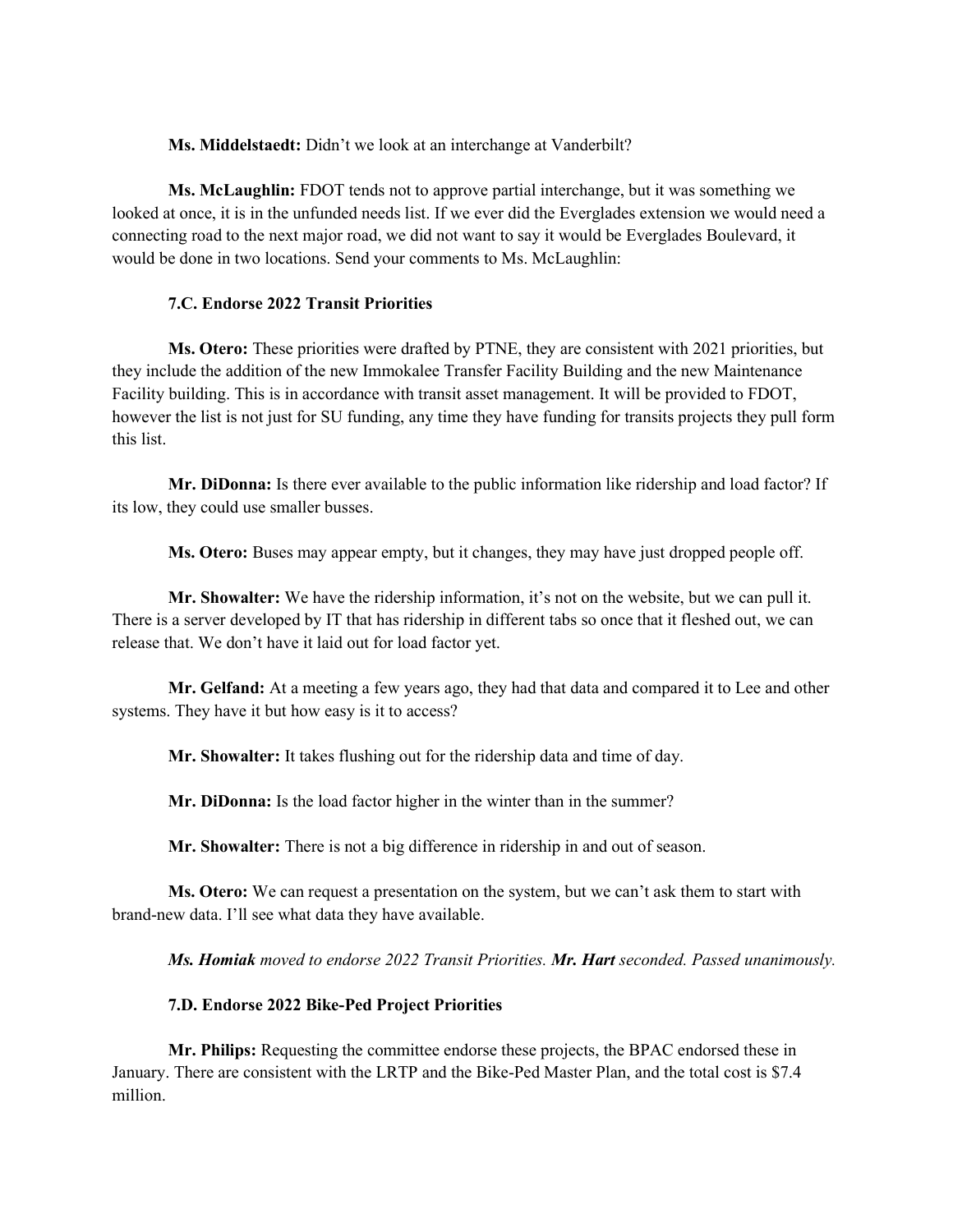**Ms. Middelstaedt:** Didn't we look at an interchange at Vanderbilt?

**Ms. McLaughlin:** FDOT tends not to approve partial interchange, but it was something we looked at once, it is in the unfunded needs list. If we ever did the Everglades extension we would need a connecting road to the next major road, we did not want to say it would be Everglades Boulevard, it would be done in two locations. Send your comments to Ms. McLaughlin:

**7.C. Endorse 2022 Transit Priorities**

**Ms. Otero:** These priorities were drafted by PTNE, they are consistent with 2021 priorities, but they include the addition of the new Immokalee Transfer Facility Building and the new Maintenance Facility building. This is in accordance with transit asset management. It will be provided to FDOT, however the list is not just for SU funding, any time they have funding for transits projects they pull form this list.

**Mr. DiDonna:** Is there ever available to the public information like ridership and load factor? If its low, they could use smaller busses.

**Ms. Otero:** Buses may appear empty, but it changes, they may have just dropped people off.

**Mr. Showalter:** We have the ridership information, it's not on the website, but we can pull it. There is a server developed by IT that has ridership in different tabs so once that it fleshed out, we can release that. We don't have it laid out for load factor yet.

**Mr. Gelfand:** At a meeting a few years ago, they had that data and compared it to Lee and other systems. They have it but how easy is it to access?

**Mr. Showalter:** It takes flushing out for the ridership data and time of day.

**Mr. DiDonna:** Is the load factor higher in the winter than in the summer?

**Mr. Showalter:** There is not a big difference in ridership in and out of season.

**Ms. Otero:** We can request a presentation on the system, but we can't ask them to start with brand-new data. I'll see what data they have available.

***Ms. Homiak*** *moved to endorse 2022 Transit Priorities.* ***Mr. Hart*** *seconded. Passed unanimously.*

**7.D. Endorse 2022 Bike-Ped Project Priorities**

**Mr. Philips:** Requesting the committee endorse these projects, the BPAC endorsed these in January. There are consistent with the LRTP and the Bike-Ped Master Plan, and the total cost is $7.4 million.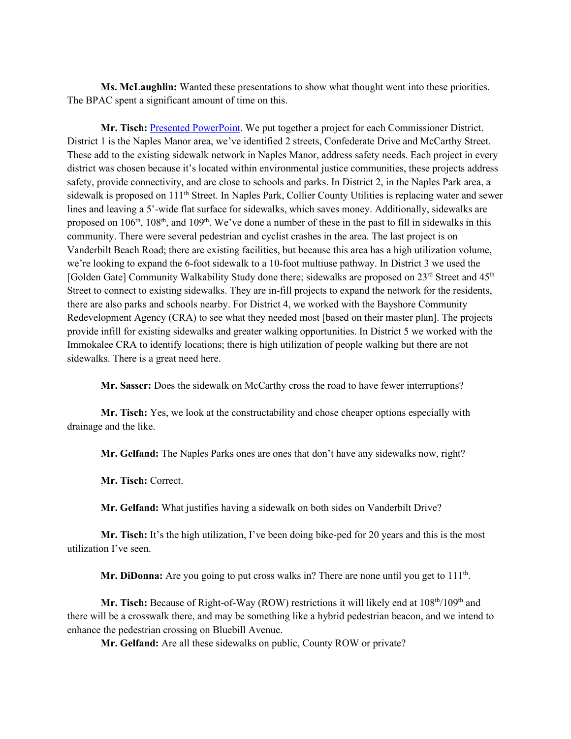**Ms. McLaughlin:** Wanted these presentations to show what thought went into these priorities. The BPAC spent a significant amount of time on this.

**Mr. Tisch:** Presented PowerPoint. We put together a project for each Commissioner District. District 1 is the Naples Manor area, we've identified 2 streets, Confederate Drive and McCarthy Street. These add to the existing sidewalk network in Naples Manor, address safety needs. Each project in every district was chosen because it's located within environmental justice communities, these projects address safety, provide connectivity, and are close to schools and parks. In District 2, in the Naples Park area, a sidewalk is proposed on 111th Street. In Naples Park, Collier County Utilities is replacing water and sewer lines and leaving a 5'-wide flat surface for sidewalks, which saves money. Additionally, sidewalks are proposed on 106th, 108th, and 109th. We've done a number of these in the past to fill in sidewalks in this community. There were several pedestrian and cyclist crashes in the area. The last project is on Vanderbilt Beach Road; there are existing facilities, but because this area has a high utilization volume, we're looking to expand the 6-foot sidewalk to a 10-foot multiuse pathway. In District 3 we used the [Golden Gate] Community Walkability Study done there; sidewalks are proposed on 23rd Street and 45th Street to connect to existing sidewalks. They are in-fill projects to expand the network for the residents, there are also parks and schools nearby. For District 4, we worked with the Bayshore Community Redevelopment Agency (CRA) to see what they needed most [based on their master plan]. The projects provide infill for existing sidewalks and greater walking opportunities. In District 5 we worked with the Immokalee CRA to identify locations; there is high utilization of people walking but there are not sidewalks. There is a great need here.

**Mr. Sasser:** Does the sidewalk on McCarthy cross the road to have fewer interruptions?

**Mr. Tisch:** Yes, we look at the constructability and chose cheaper options especially with drainage and the like.

**Mr. Gelfand:** The Naples Parks ones are ones that don't have any sidewalks now, right?

**Mr. Tisch:** Correct.

**Mr. Gelfand:** What justifies having a sidewalk on both sides on Vanderbilt Drive?

**Mr. Tisch:** It's the high utilization, I've been doing bike-ped for 20 years and this is the most utilization I've seen.

**Mr. DiDonna:** Are you going to put cross walks in? There are none until you get to 111th.

**Mr. Tisch:** Because of Right-of-Way (ROW) restrictions it will likely end at 108th/109th and there will be a crosswalk there, and may be something like a hybrid pedestrian beacon, and we intend to enhance the pedestrian crossing on Bluebill Avenue.

**Mr. Gelfand:** Are all these sidewalks on public, County ROW or private?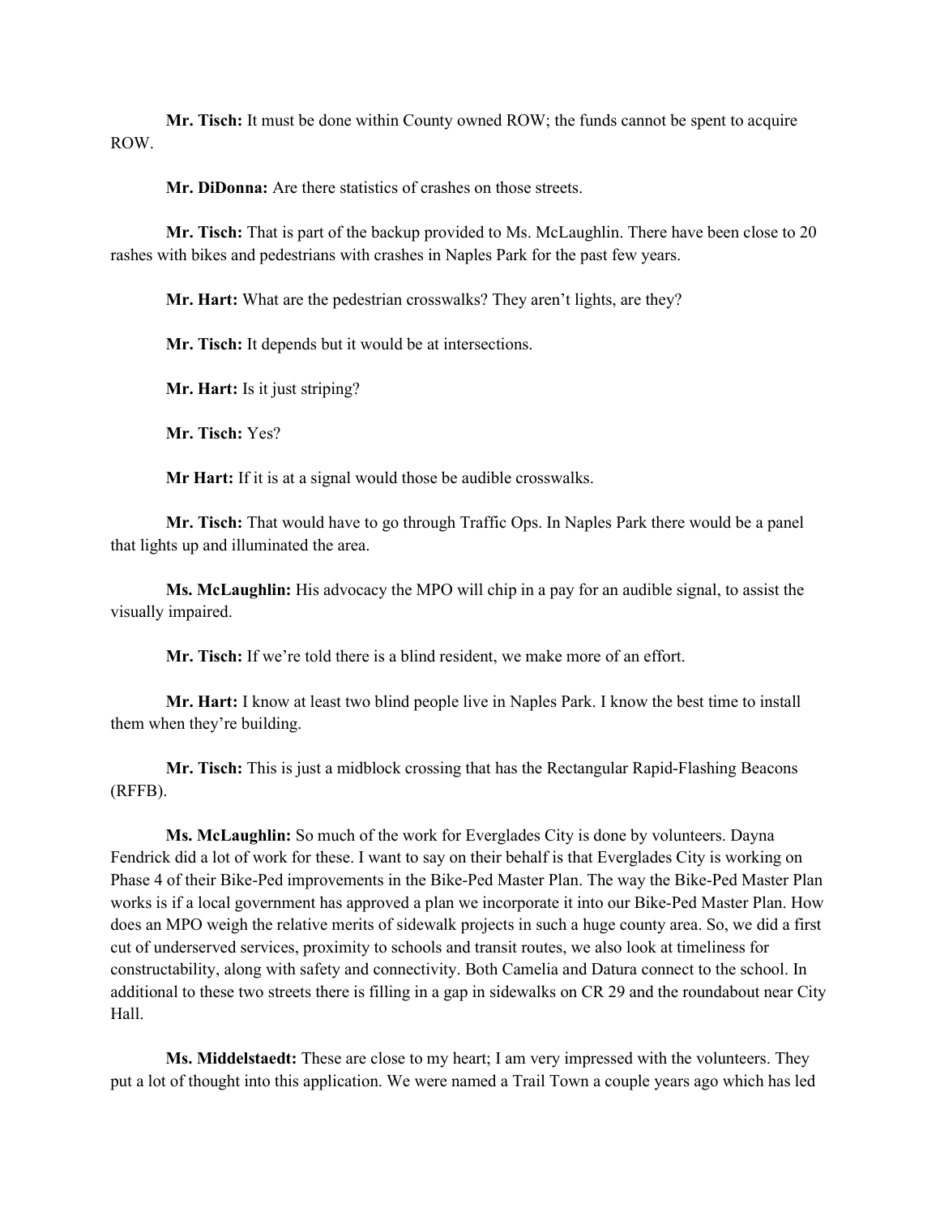**Mr. Tisch:** It must be done within County owned ROW; the funds cannot be spent to acquire ROW.

**Mr. DiDonna:** Are there statistics of crashes on those streets.

**Mr. Tisch:** That is part of the backup provided to Ms. McLaughlin. There have been close to 20 rashes with bikes and pedestrians with crashes in Naples Park for the past few years.

**Mr. Hart:** What are the pedestrian crosswalks? They aren't lights, are they?

**Mr. Tisch:** It depends but it would be at intersections.

**Mr. Hart:** Is it just striping?

**Mr. Tisch:** Yes?

**Mr Hart:** If it is at a signal would those be audible crosswalks.

**Mr. Tisch:** That would have to go through Traffic Ops. In Naples Park there would be a panel that lights up and illuminated the area.

**Ms. McLaughlin:** His advocacy the MPO will chip in a pay for an audible signal, to assist the visually impaired.

**Mr. Tisch:** If we're told there is a blind resident, we make more of an effort.

**Mr. Hart:** I know at least two blind people live in Naples Park. I know the best time to install them when they're building.

**Mr. Tisch:** This is just a midblock crossing that has the Rectangular Rapid-Flashing Beacons (RFFB).

**Ms. McLaughlin:** So much of the work for Everglades City is done by volunteers. Dayna Fendrick did a lot of work for these. I want to say on their behalf is that Everglades City is working on Phase 4 of their Bike-Ped improvements in the Bike-Ped Master Plan. The way the Bike-Ped Master Plan works is if a local government has approved a plan we incorporate it into our Bike-Ped Master Plan. How does an MPO weigh the relative merits of sidewalk projects in such a huge county area. So, we did a first cut of underserved services, proximity to schools and transit routes, we also look at timeliness for constructability, along with safety and connectivity. Both Camelia and Datura connect to the school. In additional to these two streets there is filling in a gap in sidewalks on CR 29 and the roundabout near City Hall.

**Ms. Middelstaedt:** These are close to my heart; I am very impressed with the volunteers. They put a lot of thought into this application. We were named a Trail Town a couple years ago which has led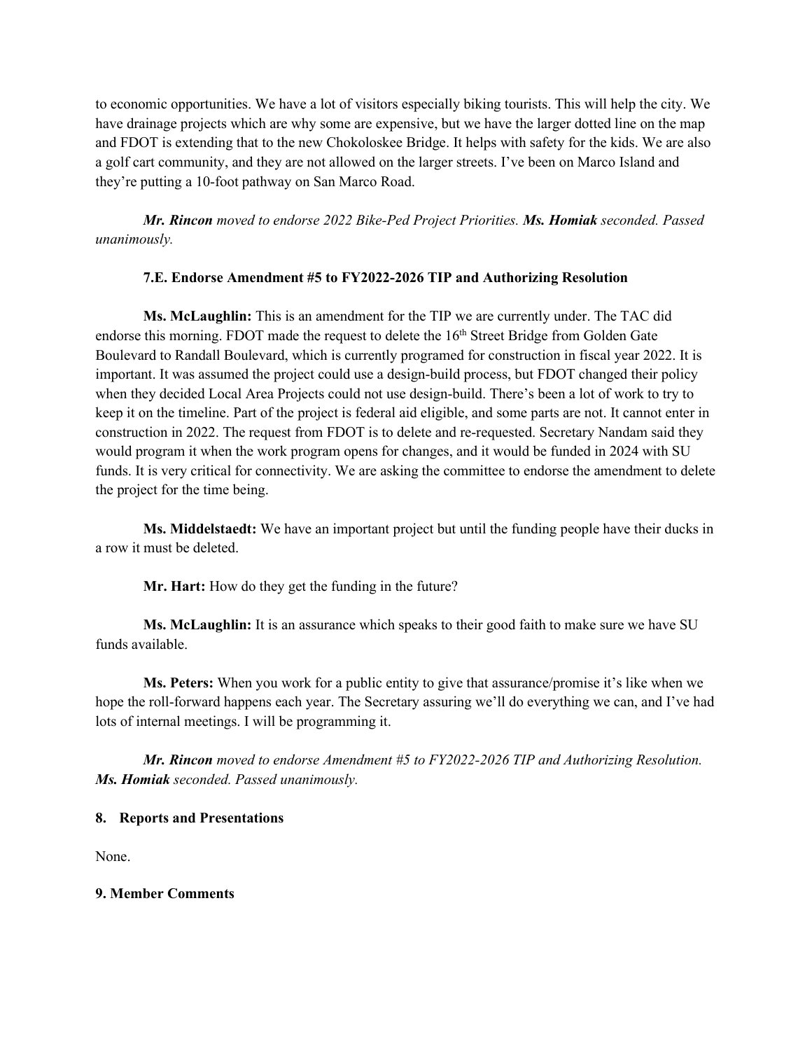to economic opportunities. We have a lot of visitors especially biking tourists. This will help the city. We have drainage projects which are why some are expensive, but we have the larger dotted line on the map and FDOT is extending that to the new Chokoloskee Bridge. It helps with safety for the kids. We are also a golf cart community, and they are not allowed on the larger streets. I've been on Marco Island and they're putting a 10-foot pathway on San Marco Road.

***Mr. Rincon*** *moved to endorse 2022 Bike-Ped Project Priorities.* ***Ms. Homiak*** *seconded. Passed unanimously.*

**7.E. Endorse Amendment #5 to FY2022-2026 TIP and Authorizing Resolution**

**Ms. McLaughlin:** This is an amendment for the TIP we are currently under. The TAC did endorse this morning. FDOT made the request to delete the 16th Street Bridge from Golden Gate Boulevard to Randall Boulevard, which is currently programed for construction in fiscal year 2022. It is important. It was assumed the project could use a design-build process, but FDOT changed their policy when they decided Local Area Projects could not use design-build. There's been a lot of work to try to keep it on the timeline. Part of the project is federal aid eligible, and some parts are not. It cannot enter in construction in 2022. The request from FDOT is to delete and re-requested. Secretary Nandam said they would program it when the work program opens for changes, and it would be funded in 2024 with SU funds. It is very critical for connectivity. We are asking the committee to endorse the amendment to delete the project for the time being.

**Ms. Middelstaedt:** We have an important project but until the funding people have their ducks in a row it must be deleted.

**Mr. Hart:** How do they get the funding in the future?

**Ms. McLaughlin:** It is an assurance which speaks to their good faith to make sure we have SU funds available.

**Ms. Peters:** When you work for a public entity to give that assurance/promise it's like when we hope the roll-forward happens each year. The Secretary assuring we'll do everything we can, and I've had lots of internal meetings. I will be programming it.

***Mr. Rincon*** *moved to endorse Amendment #5 to FY2022-2026 TIP and Authorizing Resolution.* ***Ms. Homiak*** *seconded. Passed unanimously.*

**8. Reports and Presentations**

None.

**9. Member Comments**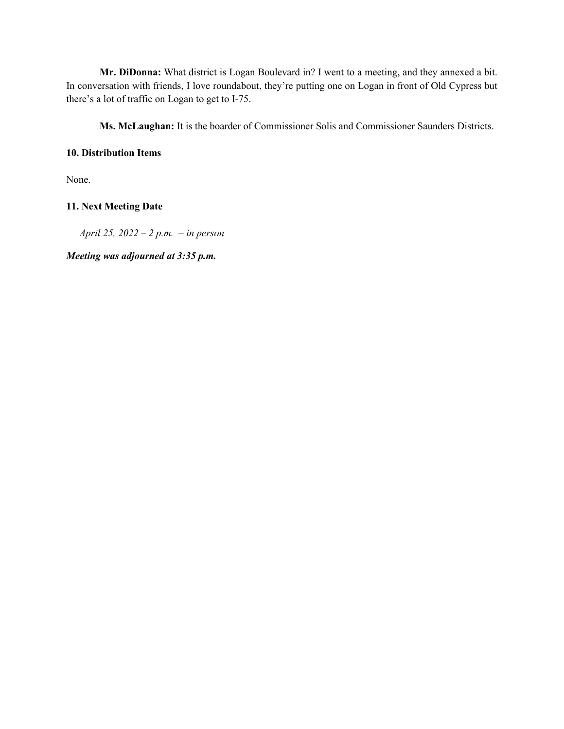**Mr. DiDonna:** What district is Logan Boulevard in? I went to a meeting, and they annexed a bit. In conversation with friends, I love roundabout, they're putting one on Logan in front of Old Cypress but there's a lot of traffic on Logan to get to I-75.

**Ms. McLaughan:** It is the boarder of Commissioner Solis and Commissioner Saunders Districts.

**10. Distribution Items**

None.

**11. Next Meeting Date**

*April 25, 2022 – 2 p.m. – in person*

***Meeting was adjourned at 3:35 p.m.***